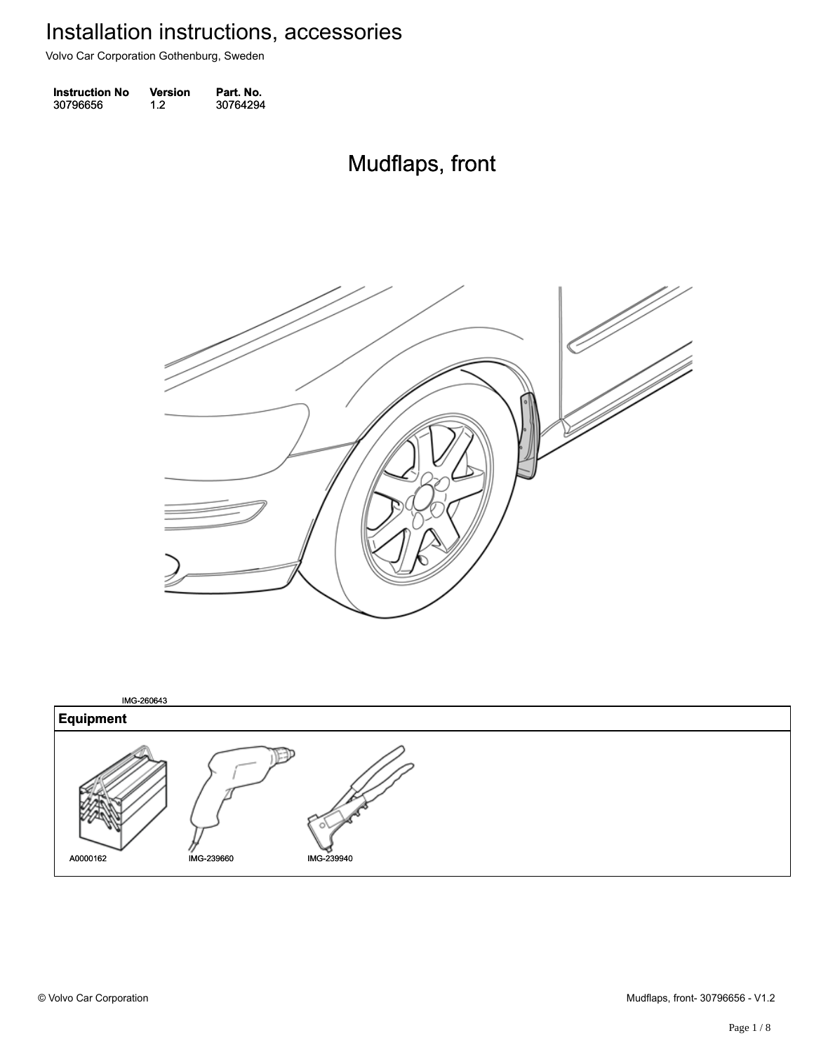# Installation instructions, accessories

Volvo Car Corporation Gothenburg, Sweden

| Instruction No | Version | Part. No. |
|---|---|---|
| 30796656 | 1.2 | 30764294 |

## Mudflaps, front

IMG-260643

| Equipment |
|---|
| A0000162 IMG-239660 IMG-239940 |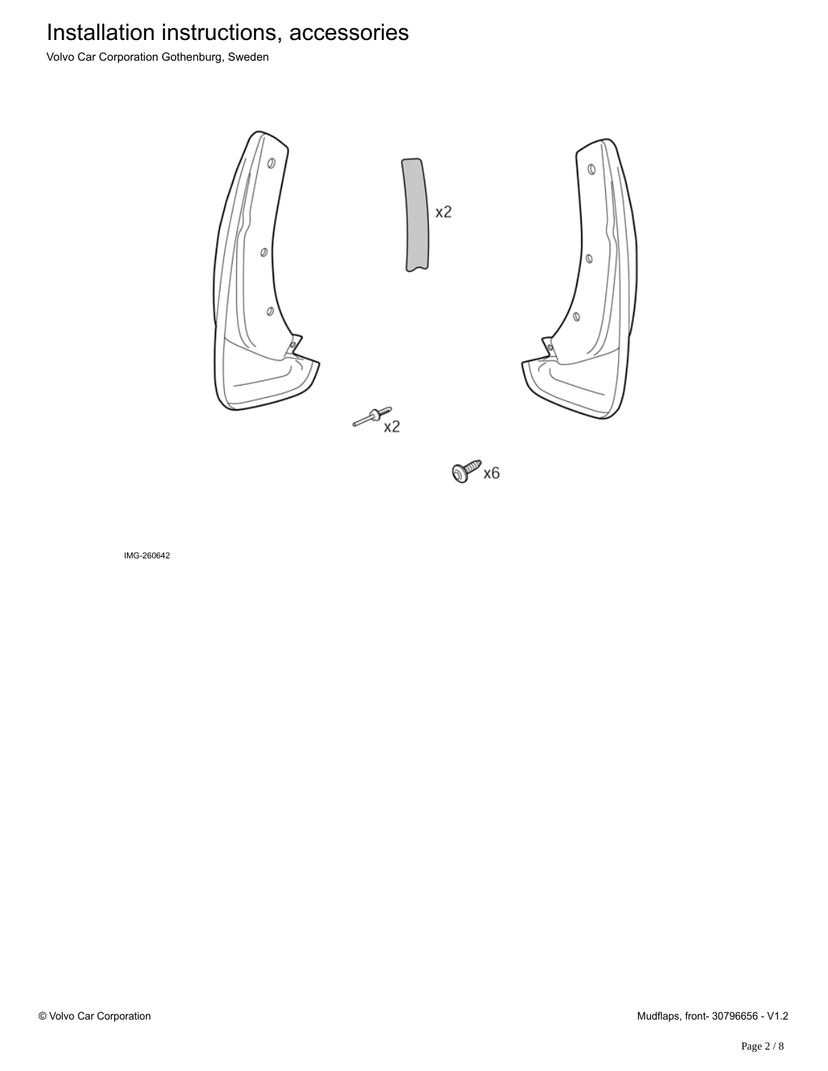x2

x2

x6

IMG-260642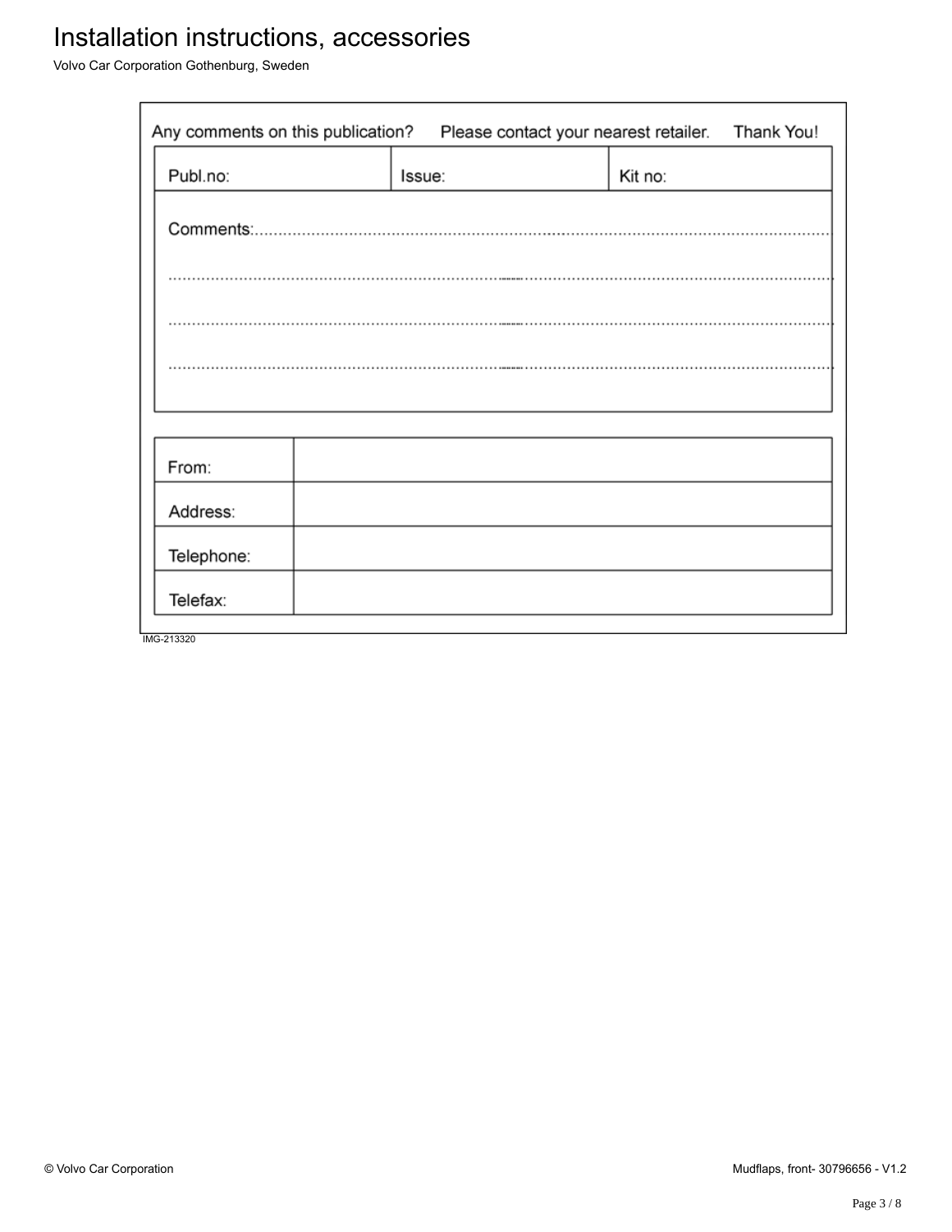Any comments on this publication? Please contact your nearest retailer. Thank You!

| Publ.no: | Issue: | Kit no: |
| --- | --- | --- |

Comments:.........................................................................................................................

.........................................................................................................................................

.........................................................................................................................................

.........................................................................................................................................

| From: | |
| --- | --- |
| Address: | |
| Telephone: | |
| Telefax: | |

IMG-213320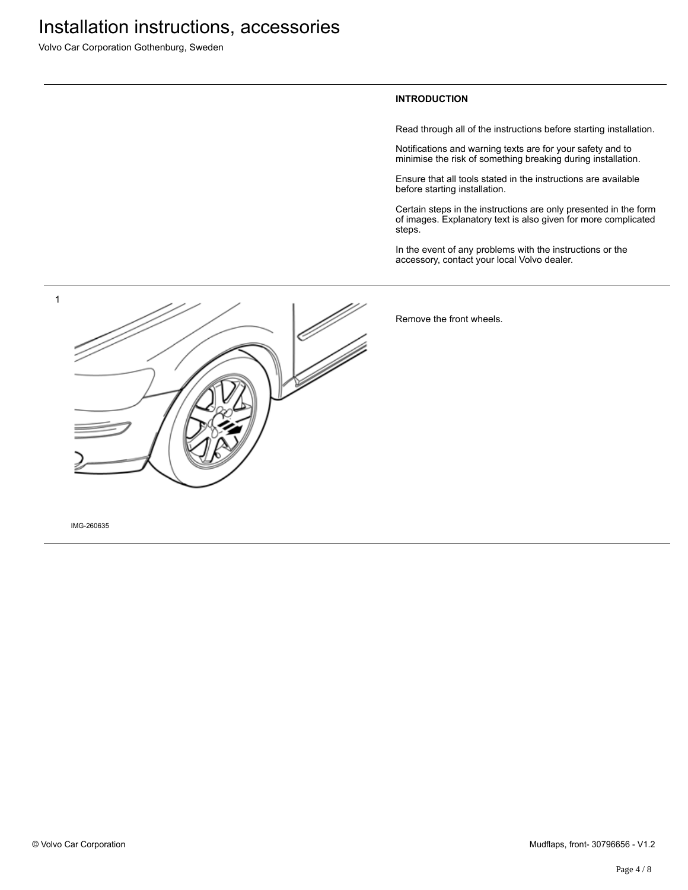## INTRODUCTION

Read through all of the instructions before starting installation.

Notifications and warning texts are for your safety and to minimise the risk of something breaking during installation.

Ensure that all tools stated in the instructions are available before starting installation.

Certain steps in the instructions are only presented in the form of images. Explanatory text is also given for more complicated steps.

In the event of any problems with the instructions or the accessory, contact your local Volvo dealer.

1

IMG-260635

Remove the front wheels.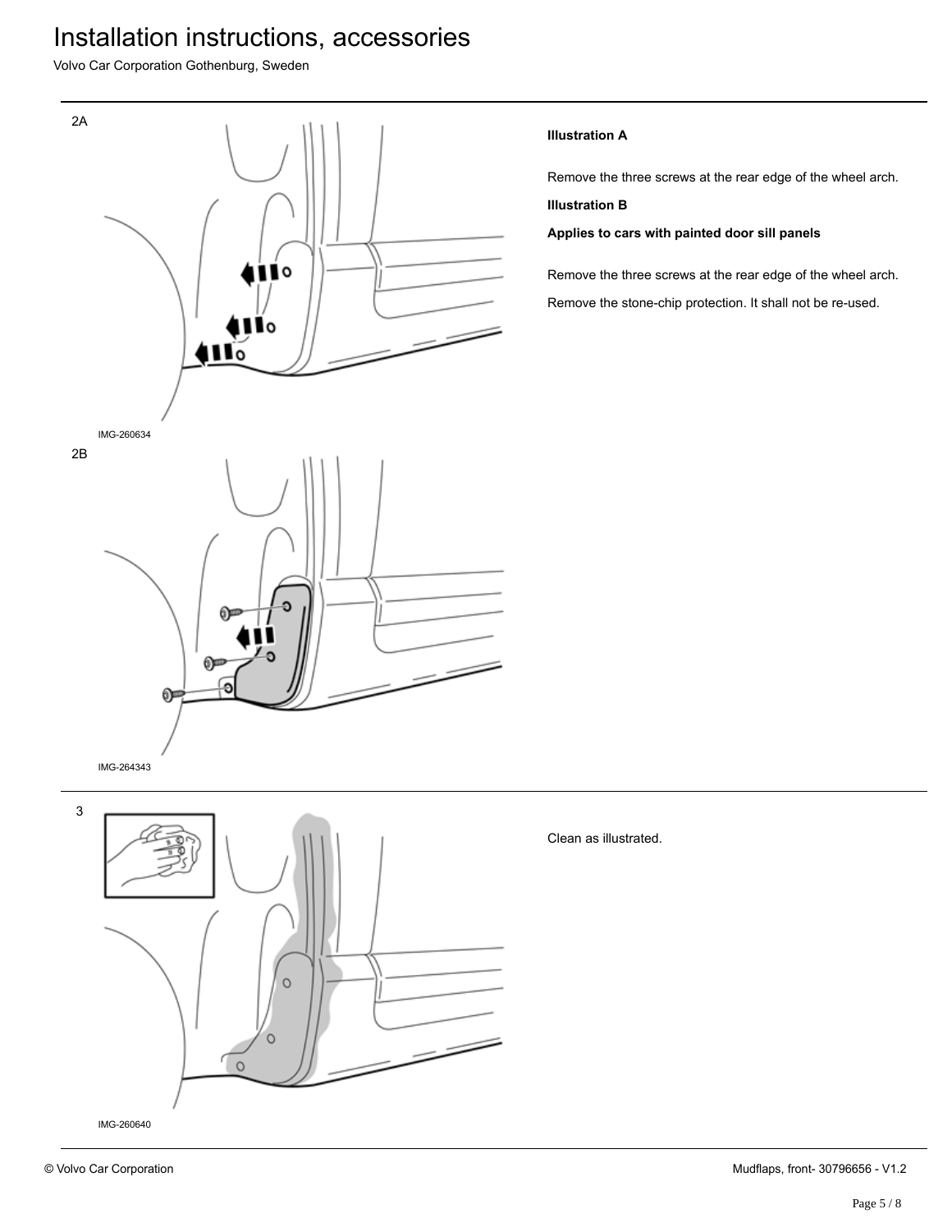2A

IMG-260634

2B

IMG-264343

**Illustration A**

Remove the three screws at the rear edge of the wheel arch.

**Illustration B**

**Applies to cars with painted door sill panels**

Remove the three screws at the rear edge of the wheel arch.

Remove the stone-chip protection. It shall not be re-used.

3

IMG-260640

Clean as illustrated.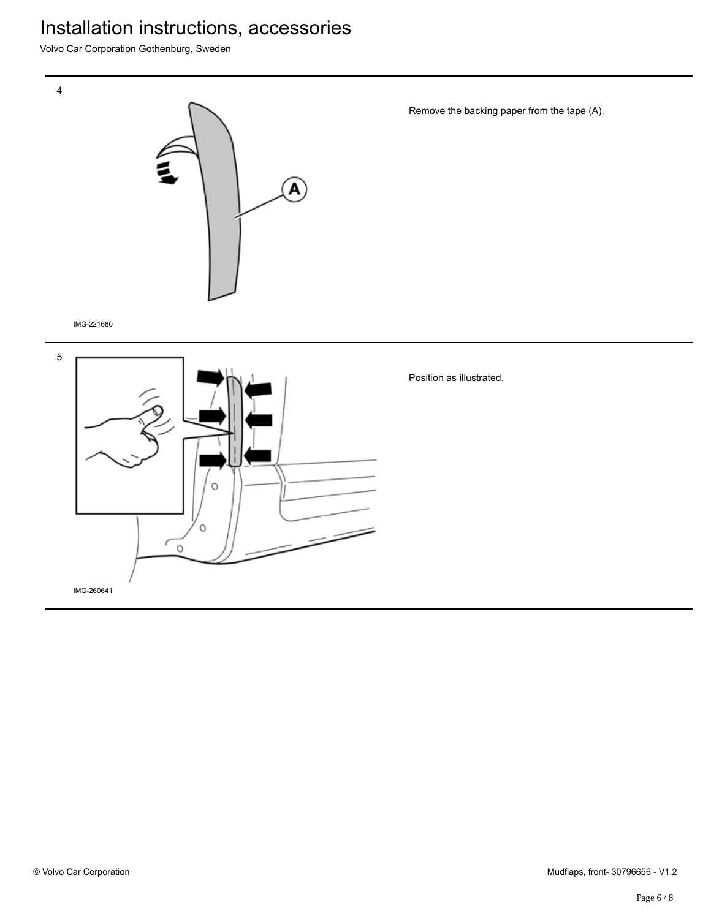4

Remove the backing paper from the tape (A).

IMG-221680

5

Position as illustrated.

IMG-260641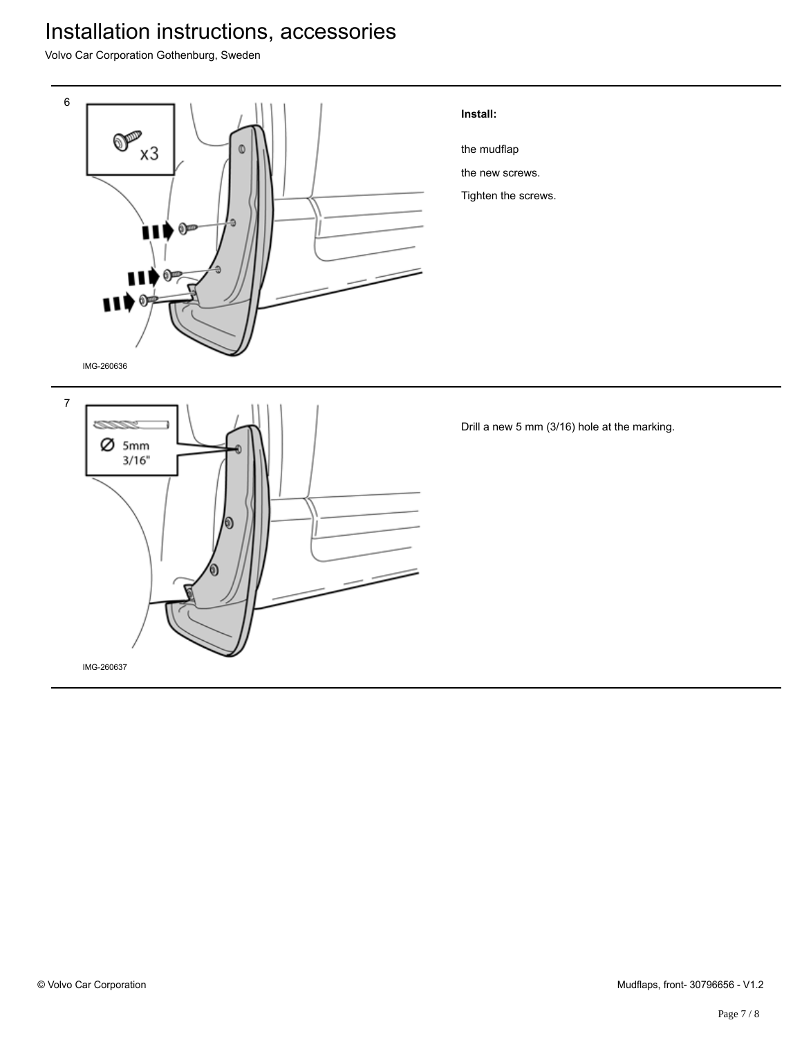6

x3

IMG-260636

**Install:**

the mudflap

the new screws.

Tighten the screws.

7

Ø 5mm 3/16"

IMG-260637

Drill a new 5 mm (3/16) hole at the marking.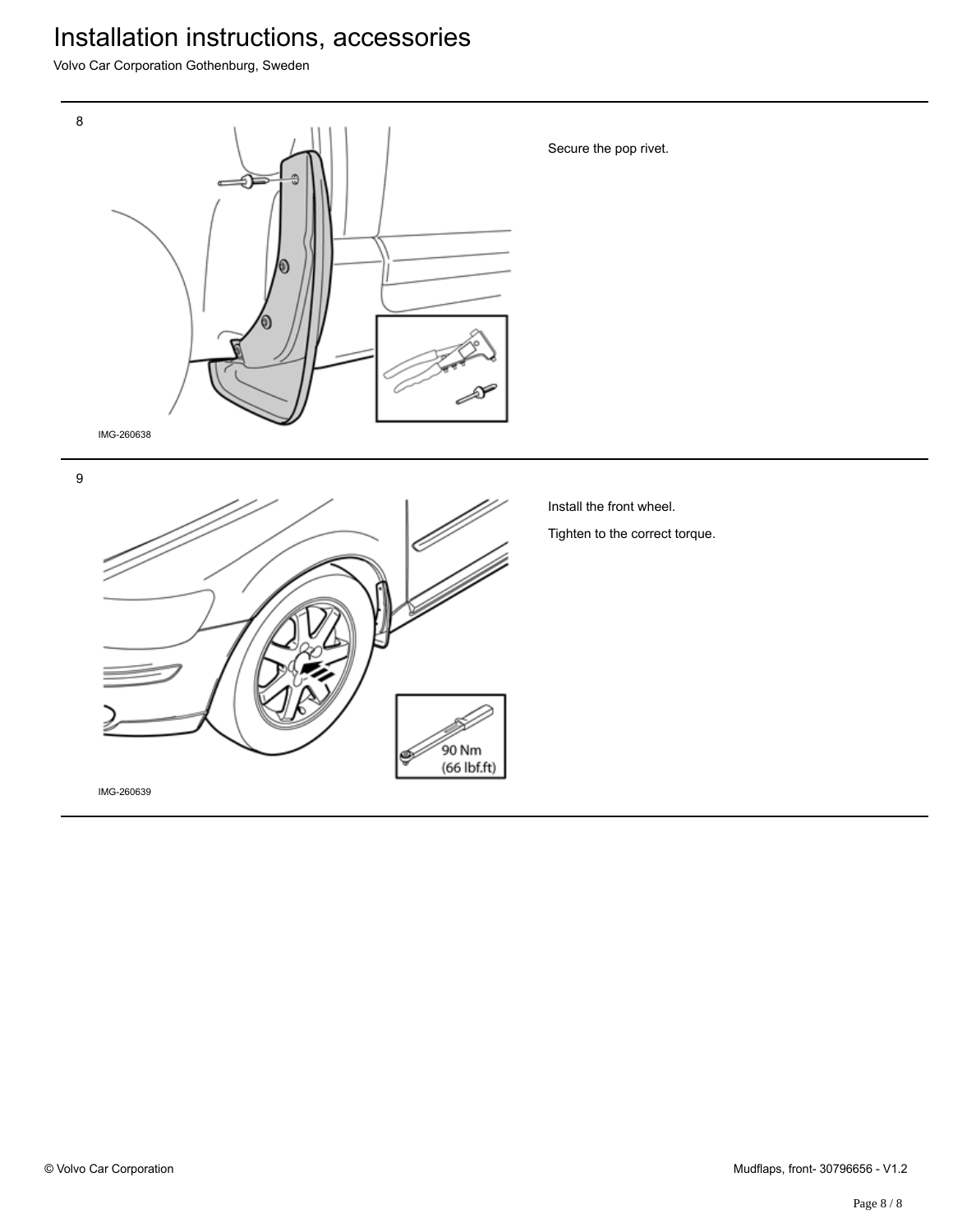8

IMG-260638

Secure the pop rivet.

9

90 Nm
(66 lbf.ft)

IMG-260639

Install the front wheel.

Tighten to the correct torque.